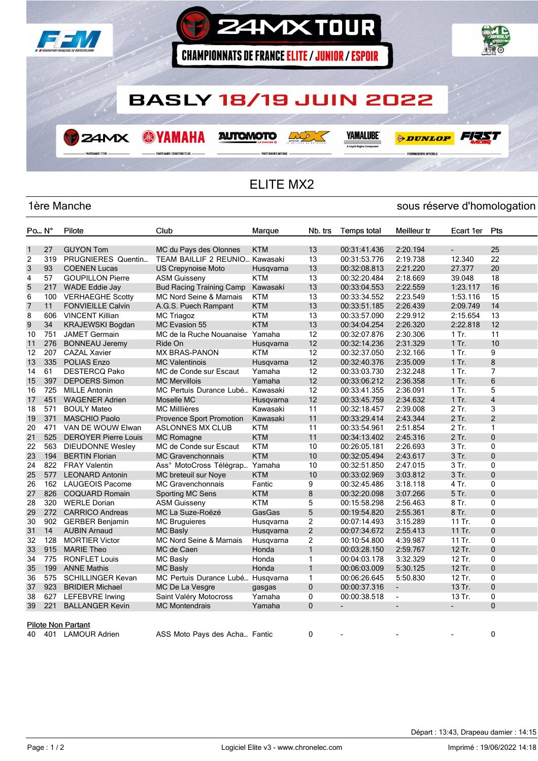# 24MX TOUR

## CHAMPIONNATS DE FRANCE ELITE / JUNIOR / ESPOIR

## BASLY 18/19 JUIN 2022

# ELITE MX2

**1ère Manche** — sous réserve d'homologation

| Po... | N° | Pilote | Club | Marque | Nb. trs | Temps total | Meilleur tr | Ecart 1er | Pts |
|---|---|---|---|---|---|---|---|---|---|
| 1 | 27 | GUYON Tom | MC du Pays des Olonnes | KTM | 13 | 00:31:41.436 | 2:20.194 | - | 25 |
| 2 | 319 | PRUGNIERES Quentin... | TEAM BAILLIF 2 REUNIO... | Kawasaki | 13 | 00:31:53.776 | 2:19.738 | 12.340 | 22 |
| 3 | 93 | COENEN Lucas | US Crepynoise Moto | Husqvarna | 13 | 00:32:08.813 | 2:21.220 | 27.377 | 20 |
| 4 | 57 | GOUPILLON Pierre | ASM Guisseny | KTM | 13 | 00:32:20.484 | 2:18.669 | 39.048 | 18 |
| 5 | 217 | WADE Eddie Jay | Bud Racing Training Camp | Kawasaki | 13 | 00:33:04.553 | 2:22.559 | 1:23.117 | 16 |
| 6 | 100 | VERHAEGHE Scotty | MC Nord Seine & Marnais | KTM | 13 | 00:33:34.552 | 2:23.549 | 1:53.116 | 15 |
| 7 | 11 | FONVIEILLE Calvin | A.G.S. Puech Rampant | KTM | 13 | 00:33:51.185 | 2:26.439 | 2:09.749 | 14 |
| 8 | 606 | VINCENT Killian | MC Triagoz | KTM | 13 | 00:33:57.090 | 2:29.912 | 2:15.654 | 13 |
| 9 | 34 | KRAJEWSKI Bogdan | MC Evasion 55 | KTM | 13 | 00:34:04.254 | 2:26.320 | 2:22.818 | 12 |
| 10 | 751 | JAMET Germain | MC de la Ruche Nouanaise | Yamaha | 12 | 00:32:07.876 | 2:30.306 | 1 Tr. | 11 |
| 11 | 276 | BONNEAU Jeremy | Ride On | Husqvarna | 12 | 00:32:14.236 | 2:31.329 | 1 Tr. | 10 |
| 12 | 207 | CAZAL Xavier | MX BRAS-PANON | KTM | 12 | 00:32:37.050 | 2:32.166 | 1 Tr. | 9 |
| 13 | 335 | POLIAS Enzo | MC Valentinois | Husqvarna | 12 | 00:32:40.376 | 2:35.009 | 1 Tr. | 8 |
| 14 | 61 | DESTERCQ Pako | MC de Conde sur Escaut | Yamaha | 12 | 00:33:03.730 | 2:32.248 | 1 Tr. | 7 |
| 15 | 397 | DEPOERS Simon | MC Mervillois | Yamaha | 12 | 00:33:06.212 | 2:36.358 | 1 Tr. | 6 |
| 16 | 725 | MILLE Antonin | MC Pertuis Durance Lubé... | Kawasaki | 12 | 00:33:41.355 | 2:36.091 | 1 Tr. | 5 |
| 17 | 451 | WAGENER Adrien | Moselle MC | Husqvarna | 12 | 00:33:45.759 | 2:34.632 | 1 Tr. | 4 |
| 18 | 571 | BOULY Mateo | MC Millières | Kawasaki | 11 | 00:32:18.457 | 2:39.008 | 2 Tr. | 3 |
| 19 | 371 | MASCHIO Paolo | Provence Sport Promotion | Kawasaki | 11 | 00:33:29.414 | 2:43.344 | 2 Tr. | 2 |
| 20 | 471 | VAN DE WOUW Elwan | ASLONNES MX CLUB | KTM | 11 | 00:33:54.961 | 2:51.854 | 2 Tr. | 1 |
| 21 | 525 | DEROYER Pierre Louis | MC Romagne | KTM | 11 | 00:34:13.402 | 2:45.316 | 2 Tr. | 0 |
| 22 | 563 | DIEUDONNE Wesley | MC de Conde sur Escaut | KTM | 10 | 00:26:05.181 | 2:26.693 | 3 Tr. | 0 |
| 23 | 194 | BERTIN Florian | MC Gravenchonnais | KTM | 10 | 00:32:05.494 | 2:43.617 | 3 Tr. | 0 |
| 24 | 822 | FRAY Valentin | Ass° MotoCross Télégrap... | Yamaha | 10 | 00:32:51.850 | 2:47.015 | 3 Tr. | 0 |
| 25 | 577 | LEONARD Antonin | MC breteuil sur Noye | KTM | 10 | 00:33:02.969 | 3:03.812 | 3 Tr. | 0 |
| 26 | 162 | LAUGEOIS Pacome | MC Gravenchonnais | Fantic | 9 | 00:32:45.486 | 3:18.118 | 4 Tr. | 0 |
| 27 | 826 | COQUARD Romain | Sporting MC Sens | KTM | 8 | 00:32:20.098 | 3:07.266 | 5 Tr. | 0 |
| 28 | 320 | WERLE Dorian | ASM Guisseny | KTM | 5 | 00:15:58.298 | 2:56.463 | 8 Tr. | 0 |
| 29 | 272 | CARRICO Andreas | MC La Suze-Roëzé | GasGas | 5 | 00:19:54.820 | 2:55.361 | 8 Tr. | 0 |
| 30 | 902 | GERBER Benjamin | MC Bruguieres | Husqvarna | 2 | 00:07:14.493 | 3:15.289 | 11 Tr. | 0 |
| 31 | 14 | AUBIN Arnaud | MC Basly | Husqvarna | 2 | 00:07:34.672 | 2:55.413 | 11 Tr. | 0 |
| 32 | 128 | MORTIER Victor | MC Nord Seine & Marnais | Husqvarna | 2 | 00:10:54.800 | 4:39.987 | 11 Tr. | 0 |
| 33 | 915 | MARIE Theo | MC de Caen | Honda | 1 | 00:03:28.150 | 2:59.767 | 12 Tr. | 0 |
| 34 | 775 | RONFLET Louis | MC Basly | Honda | 1 | 00:04:03.178 | 3:32.329 | 12 Tr. | 0 |
| 35 | 199 | ANNE Mathis | MC Basly | Honda | 1 | 00:06:03.009 | 5:30.125 | 12 Tr. | 0 |
| 36 | 575 | SCHILLINGER Kevan | MC Pertuis Durance Lubé... | Husqvarna | 1 | 00:06:26.645 | 5:50.830 | 12 Tr. | 0 |
| 37 | 923 | BRIDIER Michael | MC De La Vesgre | gasgas | 0 | 00:00:37.316 | - | 13 Tr. | 0 |
| 38 | 627 | LEFEBVRE Irwing | Saint Valéry Motocross | Yamaha | 0 | 00:00:38.518 | - | 13 Tr. | 0 |
| 39 | 221 | BALLANGER Kevin | MC Montendrais | Yamaha | 0 | - | - | - | 0 |

**Pilote Non Partant**

| Po... | N° | Pilote | Club | Marque | Nb. trs | Temps total | Meilleur tr | Ecart 1er | Pts |
|---|---|---|---|---|---|---|---|---|---|
| 40 | 401 | LAMOUR Adrien | ASS Moto Pays des Acha... | Fantic | 0 | - | - | - | 0 |

Départ : 13:43, Drapeau damier : 14:15

Logiciel Elite v3 - www.chronelec.com — Imprimé : 19/06/2022 14:18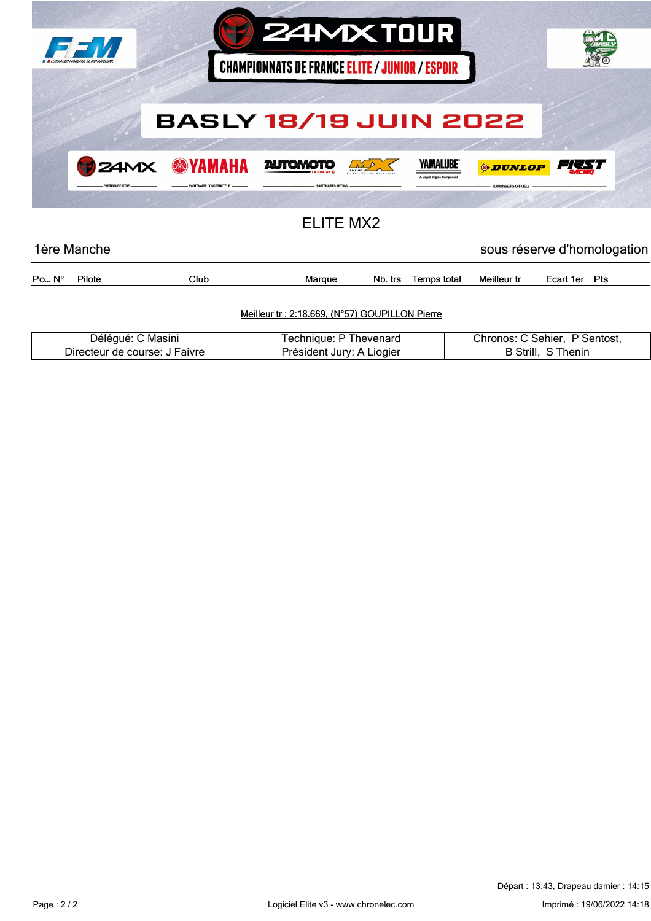24MX TOUR

CHAMPIONNATS DE FRANCE ELITE / JUNIOR / ESPOIR

BASLY 18/19 JUIN 2022

# ELITE MX2

1ère Manche — sous réserve d'homologation

| Po... | N° | Pilote | Club | Marque | Nb. trs | Temps total | Meilleur tr | Ecart 1er | Pts |
|---|---|---|---|---|---|---|---|---|---|

Meilleur tr : 2:18.669, (N°57) GOUPILLON Pierre

| | | |
|---|---|---|
| Délégué: C Masini<br>Directeur de course: J Faivre | Technique: P Thevenard<br>Président Jury: A Liogier | Chronos: C Sehier, P Sentost,<br>B Strill, S Thenin |

Départ : 13:43, Drapeau damier : 14:15

Logiciel Elite v3 - www.chronelec.com

Imprimé : 19/06/2022 14:18